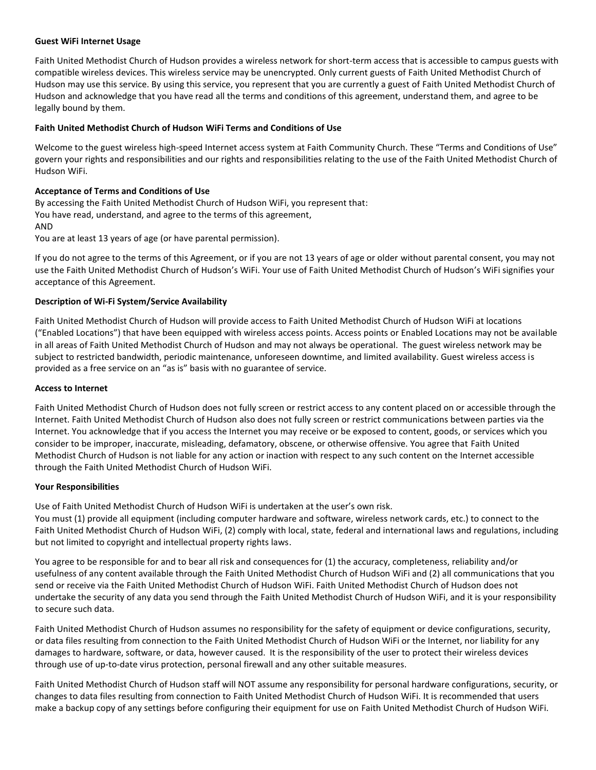**Guest WiFi Internet Usage**

Faith United Methodist Church of Hudson provides a wireless network for short-term access that is accessible to campus guests with compatible wireless devices. This wireless service may be unencrypted. Only current guests of Faith United Methodist Church of Hudson may use this service. By using this service, you represent that you are currently a guest of Faith United Methodist Church of Hudson and acknowledge that you have read all the terms and conditions of this agreement, understand them, and agree to be legally bound by them.

**Faith United Methodist Church of Hudson WiFi Terms and Conditions of Use**

Welcome to the guest wireless high-speed Internet access system at Faith Community Church. These "Terms and Conditions of Use" govern your rights and responsibilities and our rights and responsibilities relating to the use of the Faith United Methodist Church of Hudson WiFi.

**Acceptance of Terms and Conditions of Use**

By accessing the Faith United Methodist Church of Hudson WiFi, you represent that:
You have read, understand, and agree to the terms of this agreement,
AND
You are at least 13 years of age (or have parental permission).

If you do not agree to the terms of this Agreement, or if you are not 13 years of age or older without parental consent, you may not use the Faith United Methodist Church of Hudson's WiFi. Your use of Faith United Methodist Church of Hudson's WiFi signifies your acceptance of this Agreement.

**Description of Wi-Fi System/Service Availability**

Faith United Methodist Church of Hudson will provide access to Faith United Methodist Church of Hudson WiFi at locations ("Enabled Locations") that have been equipped with wireless access points. Access points or Enabled Locations may not be available in all areas of Faith United Methodist Church of Hudson and may not always be operational. The guest wireless network may be subject to restricted bandwidth, periodic maintenance, unforeseen downtime, and limited availability. Guest wireless access is provided as a free service on an "as is" basis with no guarantee of service.

**Access to Internet**

Faith United Methodist Church of Hudson does not fully screen or restrict access to any content placed on or accessible through the Internet. Faith United Methodist Church of Hudson also does not fully screen or restrict communications between parties via the Internet. You acknowledge that if you access the Internet you may receive or be exposed to content, goods, or services which you consider to be improper, inaccurate, misleading, defamatory, obscene, or otherwise offensive. You agree that Faith United Methodist Church of Hudson is not liable for any action or inaction with respect to any such content on the Internet accessible through the Faith United Methodist Church of Hudson WiFi.

**Your Responsibilities**

Use of Faith United Methodist Church of Hudson WiFi is undertaken at the user's own risk.
You must (1) provide all equipment (including computer hardware and software, wireless network cards, etc.) to connect to the Faith United Methodist Church of Hudson WiFi, (2) comply with local, state, federal and international laws and regulations, including but not limited to copyright and intellectual property rights laws.

You agree to be responsible for and to bear all risk and consequences for (1) the accuracy, completeness, reliability and/or usefulness of any content available through the Faith United Methodist Church of Hudson WiFi and (2) all communications that you send or receive via the Faith United Methodist Church of Hudson WiFi. Faith United Methodist Church of Hudson does not undertake the security of any data you send through the Faith United Methodist Church of Hudson WiFi, and it is your responsibility to secure such data.

Faith United Methodist Church of Hudson assumes no responsibility for the safety of equipment or device configurations, security, or data files resulting from connection to the Faith United Methodist Church of Hudson WiFi or the Internet, nor liability for any damages to hardware, software, or data, however caused. It is the responsibility of the user to protect their wireless devices through use of up-to-date virus protection, personal firewall and any other suitable measures.

Faith United Methodist Church of Hudson staff will NOT assume any responsibility for personal hardware configurations, security, or changes to data files resulting from connection to Faith United Methodist Church of Hudson WiFi. It is recommended that users make a backup copy of any settings before configuring their equipment for use on Faith United Methodist Church of Hudson WiFi.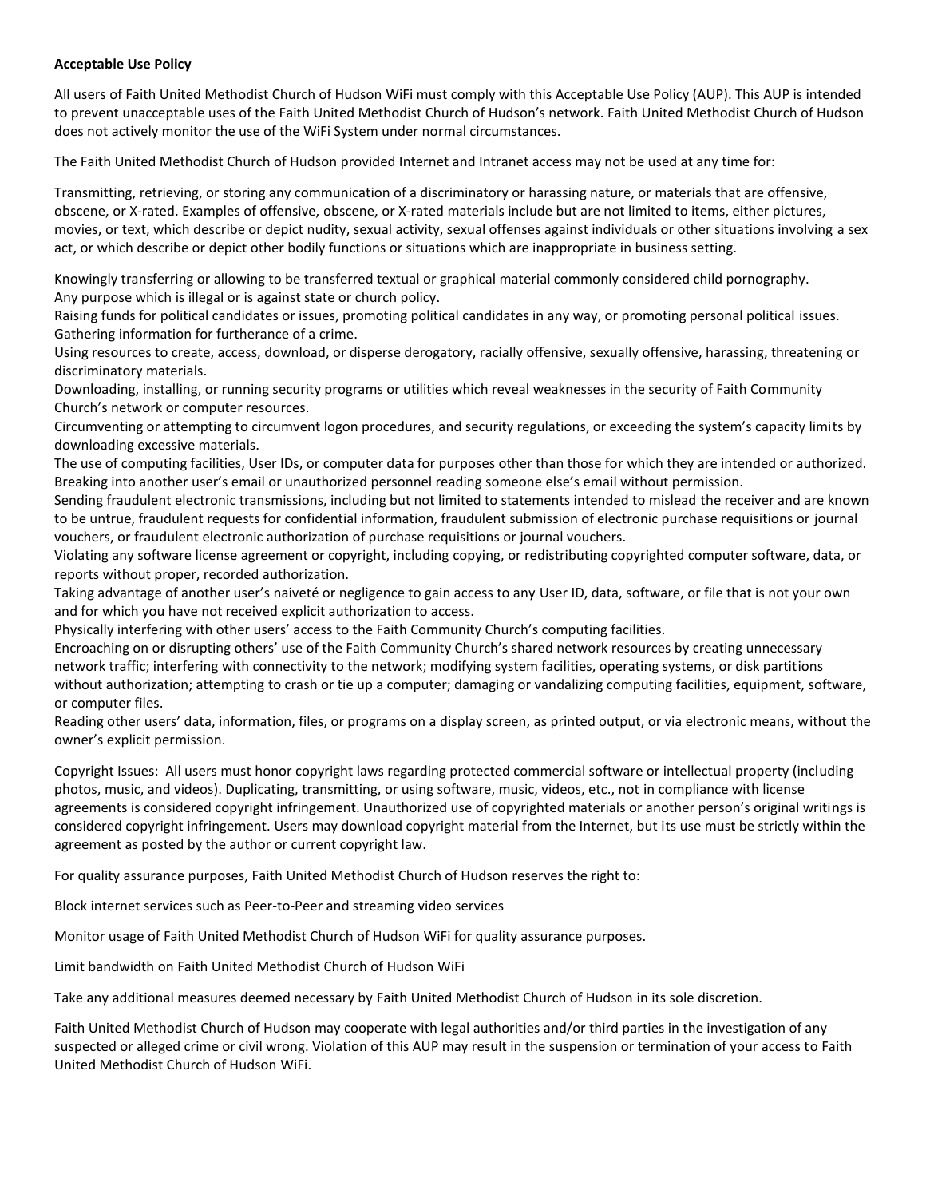**Acceptable Use Policy**

All users of Faith United Methodist Church of Hudson WiFi must comply with this Acceptable Use Policy (AUP). This AUP is intended to prevent unacceptable uses of the Faith United Methodist Church of Hudson's network. Faith United Methodist Church of Hudson does not actively monitor the use of the WiFi System under normal circumstances.

The Faith United Methodist Church of Hudson provided Internet and Intranet access may not be used at any time for:

Transmitting, retrieving, or storing any communication of a discriminatory or harassing nature, or materials that are offensive, obscene, or X-rated. Examples of offensive, obscene, or X-rated materials include but are not limited to items, either pictures, movies, or text, which describe or depict nudity, sexual activity, sexual offenses against individuals or other situations involving a sex act, or which describe or depict other bodily functions or situations which are inappropriate in business setting.

Knowingly transferring or allowing to be transferred textual or graphical material commonly considered child pornography.
Any purpose which is illegal or is against state or church policy.
Raising funds for political candidates or issues, promoting political candidates in any way, or promoting personal political issues.
Gathering information for furtherance of a crime.
Using resources to create, access, download, or disperse derogatory, racially offensive, sexually offensive, harassing, threatening or discriminatory materials.
Downloading, installing, or running security programs or utilities which reveal weaknesses in the security of Faith Community Church's network or computer resources.
Circumventing or attempting to circumvent logon procedures, and security regulations, or exceeding the system's capacity limits by downloading excessive materials.
The use of computing facilities, User IDs, or computer data for purposes other than those for which they are intended or authorized.
Breaking into another user's email or unauthorized personnel reading someone else's email without permission.
Sending fraudulent electronic transmissions, including but not limited to statements intended to mislead the receiver and are known to be untrue, fraudulent requests for confidential information, fraudulent submission of electronic purchase requisitions or journal vouchers, or fraudulent electronic authorization of purchase requisitions or journal vouchers.
Violating any software license agreement or copyright, including copying, or redistributing copyrighted computer software, data, or reports without proper, recorded authorization.
Taking advantage of another user's naiveté or negligence to gain access to any User ID, data, software, or file that is not your own and for which you have not received explicit authorization to access.
Physically interfering with other users' access to the Faith Community Church's computing facilities.
Encroaching on or disrupting others' use of the Faith Community Church's shared network resources by creating unnecessary network traffic; interfering with connectivity to the network; modifying system facilities, operating systems, or disk partitions without authorization; attempting to crash or tie up a computer; damaging or vandalizing computing facilities, equipment, software, or computer files.
Reading other users' data, information, files, or programs on a display screen, as printed output, or via electronic means, without the owner's explicit permission.

Copyright Issues: All users must honor copyright laws regarding protected commercial software or intellectual property (including photos, music, and videos). Duplicating, transmitting, or using software, music, videos, etc., not in compliance with license agreements is considered copyright infringement. Unauthorized use of copyrighted materials or another person's original writings is considered copyright infringement. Users may download copyright material from the Internet, but its use must be strictly within the agreement as posted by the author or current copyright law.

For quality assurance purposes, Faith United Methodist Church of Hudson reserves the right to:

Block internet services such as Peer-to-Peer and streaming video services

Monitor usage of Faith United Methodist Church of Hudson WiFi for quality assurance purposes.

Limit bandwidth on Faith United Methodist Church of Hudson WiFi

Take any additional measures deemed necessary by Faith United Methodist Church of Hudson in its sole discretion.

Faith United Methodist Church of Hudson may cooperate with legal authorities and/or third parties in the investigation of any suspected or alleged crime or civil wrong. Violation of this AUP may result in the suspension or termination of your access to Faith United Methodist Church of Hudson WiFi.